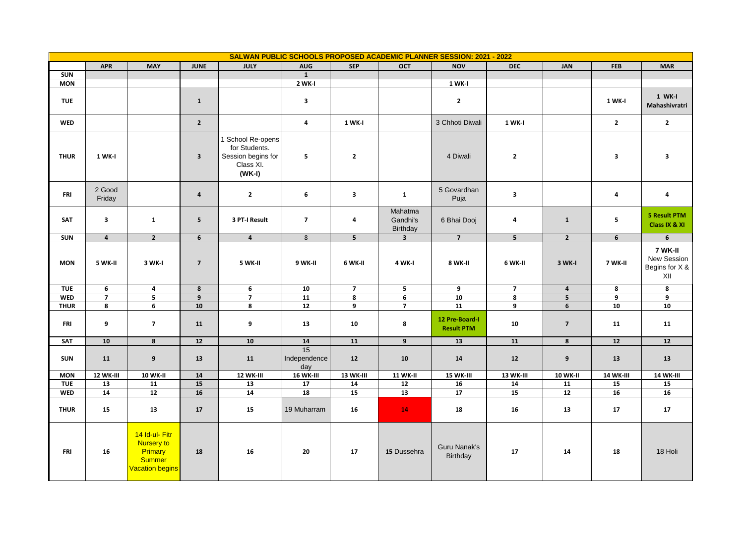| SALWAN PUBLIC SCHOOLS PROPOSED ACADEMIC PLANNER SESSION: 2021 - 2022 | | | | | | | | | | | | |
|---|---|---|---|---|---|---|---|---|---|---|---|---|
| | **APR** | **MAY** | **JUNE** | **JULY** | **AUG** | **SEP** | **OCT** | **NOV** | **DEC** | **JAN** | **FEB** | **MAR** |
| **SUN** | | | | | **1** | | | | | | | |
| **MON** | | | | | **2 WK-I** | | | **1 WK-I** | | | | |
| **TUE** | | | **1** | | **3** | | | **2** | | | **1 WK-I** | **1 WK-I Mahashivratri** |
| **WED** | | | **2** | | **4** | **1 WK-I** | | 3 Chhoti Diwali | **1 WK-I** | | **2** | **2** |
| **THUR** | **1 WK-I** | | **3** | 1 School Re-opens for Students. Session begins for Class XI. **(WK-I)** | **5** | **2** | | 4 Diwali | **2** | | **3** | **3** |
| **FRI** | 2 Good Friday | | **4** | **2** | **6** | **3** | **1** | 5 Govardhan Puja | **3** | | **4** | **4** |
| **SAT** | **3** | **1** | **5** | **3 PT-I Result** | **7** | **4** | Mahatma Gandhi's Birthday | 6 Bhai Dooj | **4** | **1** | **5** | **5 Result PTM Class IX & XI** |
| **SUN** | **4** | **2** | **6** | **4** | 8 | **5** | **3** | **7** | **5** | **2** | **6** | **6** |
| **MON** | **5 WK-II** | **3 WK-I** | **7** | **5 WK-II** | **9 WK-II** | **6 WK-II** | **4 WK-I** | **8 WK-II** | **6 WK-II** | **3 WK-I** | **7 WK-II** | **7 WK-II** New Session Begins for X & XII |
| **TUE** | **6** | **4** | **8** | **6** | **10** | **7** | **5** | **9** | **7** | **4** | **8** | **8** |
| **WED** | **7** | **5** | **9** | **7** | **11** | **8** | **6** | **10** | **8** | **5** | **9** | **9** |
| **THUR** | **8** | **6** | **10** | **8** | **12** | **9** | **7** | **11** | **9** | **6** | **10** | **10** |
| **FRI** | **9** | **7** | **11** | **9** | **13** | **10** | **8** | **12 Pre-Board-I Result PTM** | **10** | **7** | **11** | **11** |
| **SAT** | **10** | **8** | **12** | **10** | **14** | **11** | **9** | **13** | **11** | **8** | **12** | **12** |
| **SUN** | **11** | **9** | **13** | **11** | 15 Independence day | **12** | **10** | **14** | **12** | **9** | **13** | **13** |
| **MON** | **12 WK-III** | **10 WK-II** | **14** | **12 WK-III** | **16 WK-III** | **13 WK-III** | **11 WK-II** | **15 WK-III** | **13 WK-III** | **10 WK-II** | **14 WK-III** | **14 WK-III** |
| **TUE** | **13** | **11** | **15** | **13** | **17** | **14** | **12** | **16** | **14** | **11** | **15** | **15** |
| **WED** | **14** | **12** | **16** | **14** | **18** | **15** | **13** | **17** | **15** | **12** | **16** | **16** |
| **THUR** | **15** | **13** | **17** | **15** | 19 Muharram | **16** | **14** | **18** | **16** | **13** | **17** | **17** |
| **FRI** | **16** | 14 Id-ul- Fitr Nursery to Primary Summer Vacation begins | **18** | **16** | **20** | **17** | **15** Dussehra | Guru Nanak's Birthday | **17** | **14** | **18** | 18 Holi |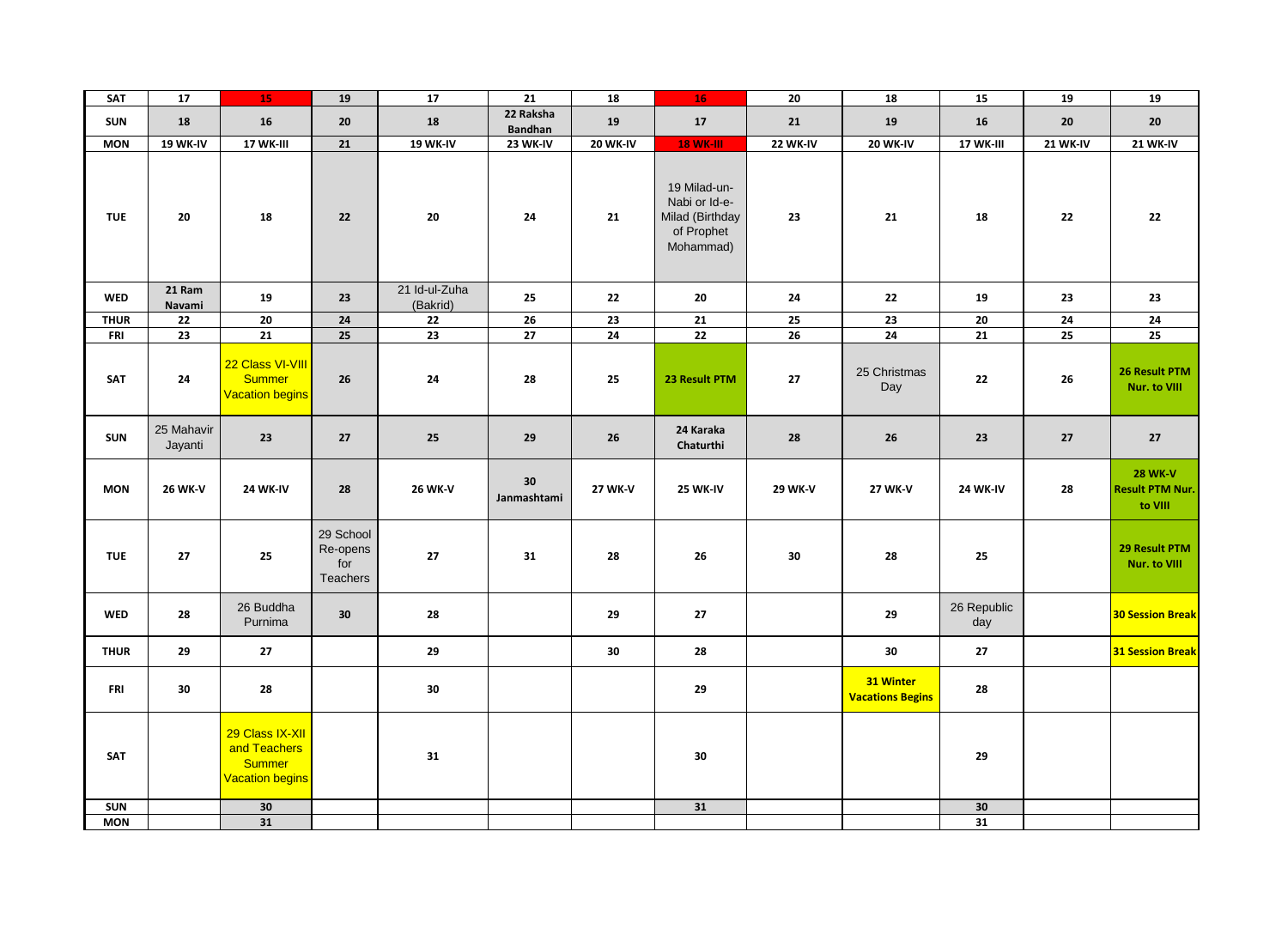| SAT | 17 | 15 | 19 | 17 | 21 | 18 | 16 | 20 | 18 | 15 | 19 | 19 |
|---|---|---|---|---|---|---|---|---|---|---|---|---|
| SUN | 18 | 16 | 20 | 18 | 22 Raksha Bandhan | 19 | 17 | 21 | 19 | 16 | 20 | 20 |
| MON | 19 WK-IV | 17 WK-III | 21 | 19 WK-IV | 23 WK-IV | 20 WK-IV | 18 WK-III | 22 WK-IV | 20 WK-IV | 17 WK-III | 21 WK-IV | 21 WK-IV |
| TUE | 20 | 18 | 22 | 20 | 24 | 21 | 19 Milad-un-Nabi or Id-e-Milad (Birthday of Prophet Mohammad) | 23 | 21 | 18 | 22 | 22 |
| WED | 21 Ram Navami | 19 | 23 | 21 Id-ul-Zuha (Bakrid) | 25 | 22 | 20 | 24 | 22 | 19 | 23 | 23 |
| THUR | 22 | 20 | 24 | 22 | 26 | 23 | 21 | 25 | 23 | 20 | 24 | 24 |
| FRI | 23 | 21 | 25 | 23 | 27 | 24 | 22 | 26 | 24 | 21 | 25 | 25 |
| SAT | 24 | 22 Class VI-VIII Summer Vacation begins | 26 | 24 | 28 | 25 | 23 Result PTM | 27 | 25 Christmas Day | 22 | 26 | 26 Result PTM Nur. to VIII |
| SUN | 25 Mahavir Jayanti | 23 | 27 | 25 | 29 | 26 | 24 Karaka Chaturthi | 28 | 26 | 23 | 27 | 27 |
| MON | 26 WK-V | 24 WK-IV | 28 | 26 WK-V | 30 Janmashtami | 27 WK-V | 25 WK-IV | 29 WK-V | 27 WK-V | 24 WK-IV | 28 | 28 WK-V Result PTM Nur. to VIII |
| TUE | 27 | 25 | 29 School Re-opens for Teachers | 27 | 31 | 28 | 26 | 30 | 28 | 25 | | 29 Result PTM Nur. to VIII |
| WED | 28 | 26 Buddha Purnima | 30 | 28 | | 29 | 27 | | 29 | 26 Republic day | | 30 Session Break |
| THUR | 29 | 27 | | 29 | | 30 | 28 | | 30 | 27 | | 31 Session Break |
| FRI | 30 | 28 | | 30 | | | 29 | | 31 Winter Vacations Begins | 28 | | |
| SAT | | 29 Class IX-XII and Teachers Summer Vacation begins | | 31 | | | 30 | | | 29 | | |
| SUN | | 30 | | | | | 31 | | | 30 | | |
| MON | | 31 | | | | | | | | 31 | | |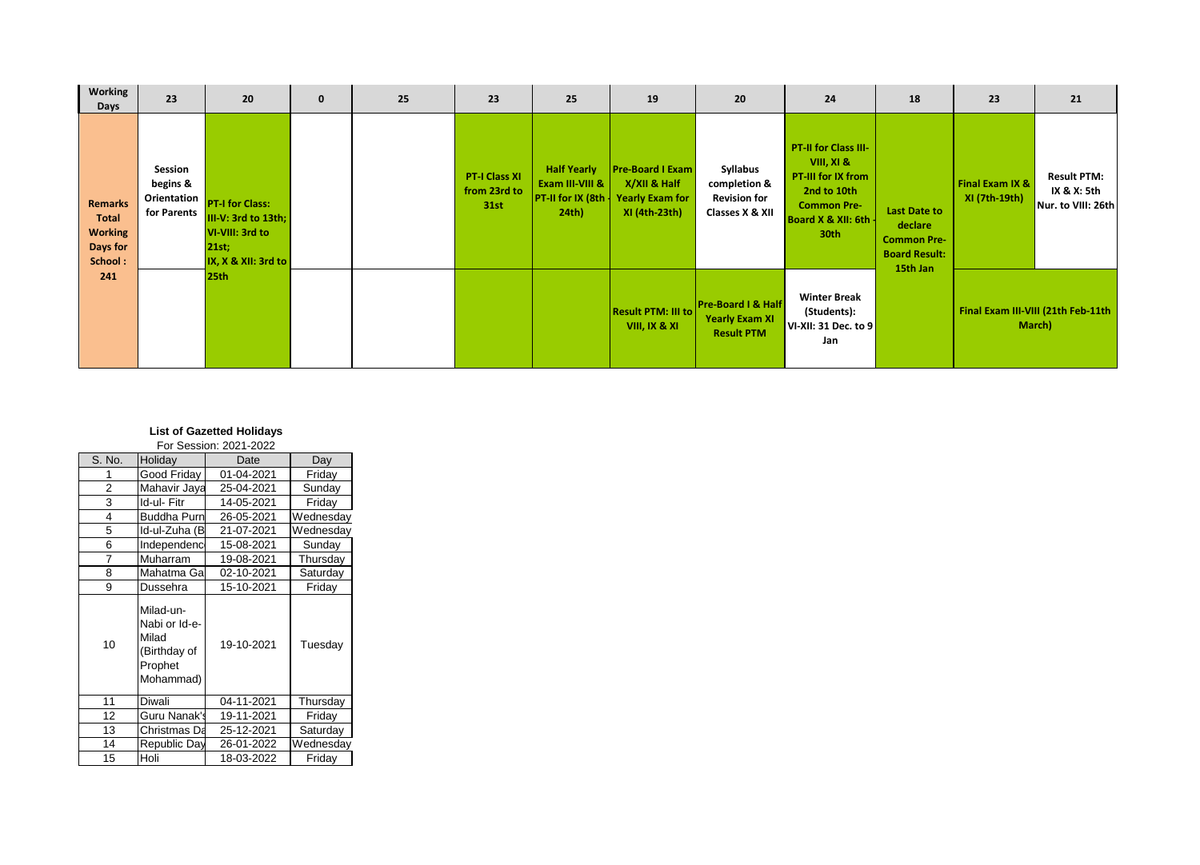| Working Days | 23 | 20 | 0 | 25 | 23 | 25 | 19 | 20 | 24 | 18 | 23 | 21 |
|---|---|---|---|---|---|---|---|---|---|---|---|---|
| Remarks Total Working Days for School : 241 | Session begins & Orientation for Parents | PT-I for Class: III-V: 3rd to 13th; VI-VIII: 3rd to 21st; IX, X & XII: 3rd to 25th | | | PT-I Class XI from 23rd to 31st | Half Yearly Exam III-VIII & PT-II for IX (8th - 24th) | Pre-Board I Exam X/XII & Half Yearly Exam for XI (4th-23th) | Syllabus completion & Revision for Classes X & XII | PT-II for Class III-VIII, XI & PT-III for IX from 2nd to 10th Common Pre-Board X & XII: 6th - 30th | Last Date to declare Common Pre-Board Result: 15th Jan | Final Exam IX & XI (7th-19th) | Result PTM: IX & X: 5th Nur. to VIII: 26th |
| | | | | | | | Result PTM: III to VIII, IX & XI | Pre-Board I & Half Yearly Exam XI Result PTM | Winter Break (Students): VI-XII: 31 Dec. to 9 Jan | | Final Exam III-VIII (21th Feb-11th March) | |

**List of Gazetted Holidays**

For Session: 2021-2022

| S. No. | Holiday | Date | Day |
|---|---|---|---|
| 1 | Good Friday | 01-04-2021 | Friday |
| 2 | Mahavir Jaya | 25-04-2021 | Sunday |
| 3 | Id-ul- Fitr | 14-05-2021 | Friday |
| 4 | Buddha Purn | 26-05-2021 | Wednesday |
| 5 | Id-ul-Zuha (B | 21-07-2021 | Wednesday |
| 6 | Independenc | 15-08-2021 | Sunday |
| 7 | Muharram | 19-08-2021 | Thursday |
| 8 | Mahatma Ga | 02-10-2021 | Saturday |
| 9 | Dussehra | 15-10-2021 | Friday |
| 10 | Milad-un-Nabi or Id-e-Milad (Birthday of Prophet Mohammad) | 19-10-2021 | Tuesday |
| 11 | Diwali | 04-11-2021 | Thursday |
| 12 | Guru Nanak's | 19-11-2021 | Friday |
| 13 | Christmas Da | 25-12-2021 | Saturday |
| 14 | Republic Day | 26-01-2022 | Wednesday |
| 15 | Holi | 18-03-2022 | Friday |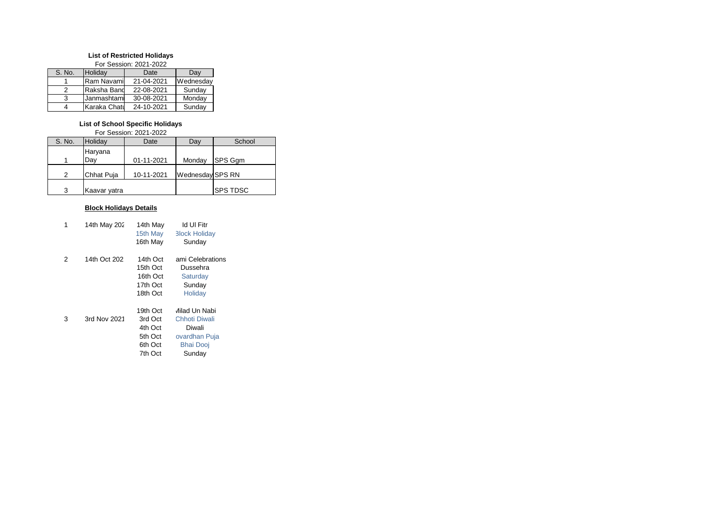**List of Restricted Holidays**

For Session: 2021-2022

| S. No. | Holiday | Date | Day |
|---|---|---|---|
| 1 | Ram Navami | 21-04-2021 | Wednesday |
| 2 | Raksha Band | 22-08-2021 | Sunday |
| 3 | Janmashtami | 30-08-2021 | Monday |
| 4 | Karaka Chatu | 24-10-2021 | Sunday |

**List of School Specific Holidays**

For Session: 2021-2022

| S. No. | Holiday | Date | Day | School |
|---|---|---|---|---|
| 1 | Haryana Day | 01-11-2021 | Monday | SPS Ggm |
| 2 | Chhat Puja | 10-11-2021 | Wednesday | SPS RN |
| 3 | Kaavar yatra | | | SPS TDSC |

**Block Holidays Details**

| | | | |
|---|---|---|---|
| 1 | 14th May 202 | 14th May | Id Ul Fitr |
| | | 15th May | 3lock Holiday |
| | | 16th May | Sunday |
| 2 | 14th Oct 202 | 14th Oct | ami Celebrations |
| | | 15th Oct | Dussehra |
| | | 16th Oct | Saturday |
| | | 17th Oct | Sunday |
| | | 18th Oct | Holiday |
| | | 19th Oct | Milad Un Nabi |
| 3 | 3rd Nov 2021 | 3rd Oct | Chhoti Diwali |
| | | 4th Oct | Diwali |
| | | 5th Oct | ovardhan Puja |
| | | 6th Oct | Bhai Dooj |
| | | 7th Oct | Sunday |